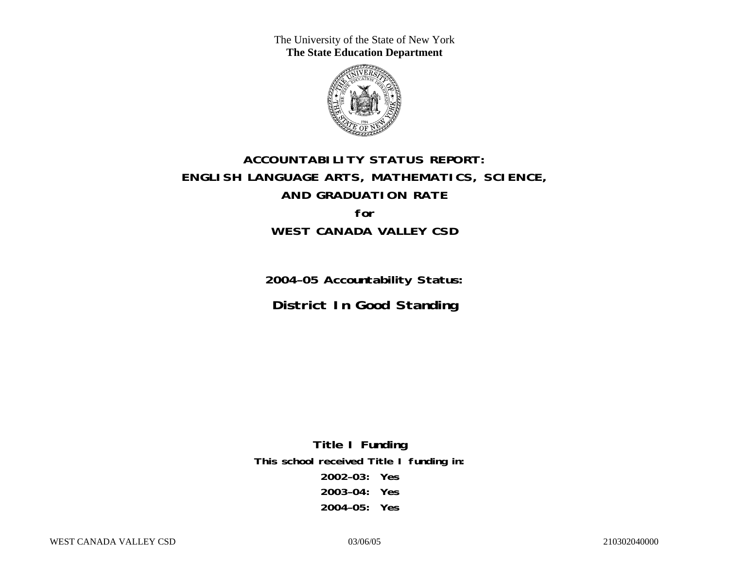The University of the State of New York
**The State Education Department**

# ACCOUNTABILITY STATUS REPORT: ENGLISH LANGUAGE ARTS, MATHEMATICS, SCIENCE, AND GRADUATION RATE

**for**

## WEST CANADA VALLEY CSD

**2004–05 Accountability Status:**

## District In Good Standing

**Title I Funding**

**This school received Title I funding in:**

**2002–03: Yes**

**2003–04: Yes**

**2004–05: Yes**

WEST CANADA VALLEY CSD 03/06/05 210302040000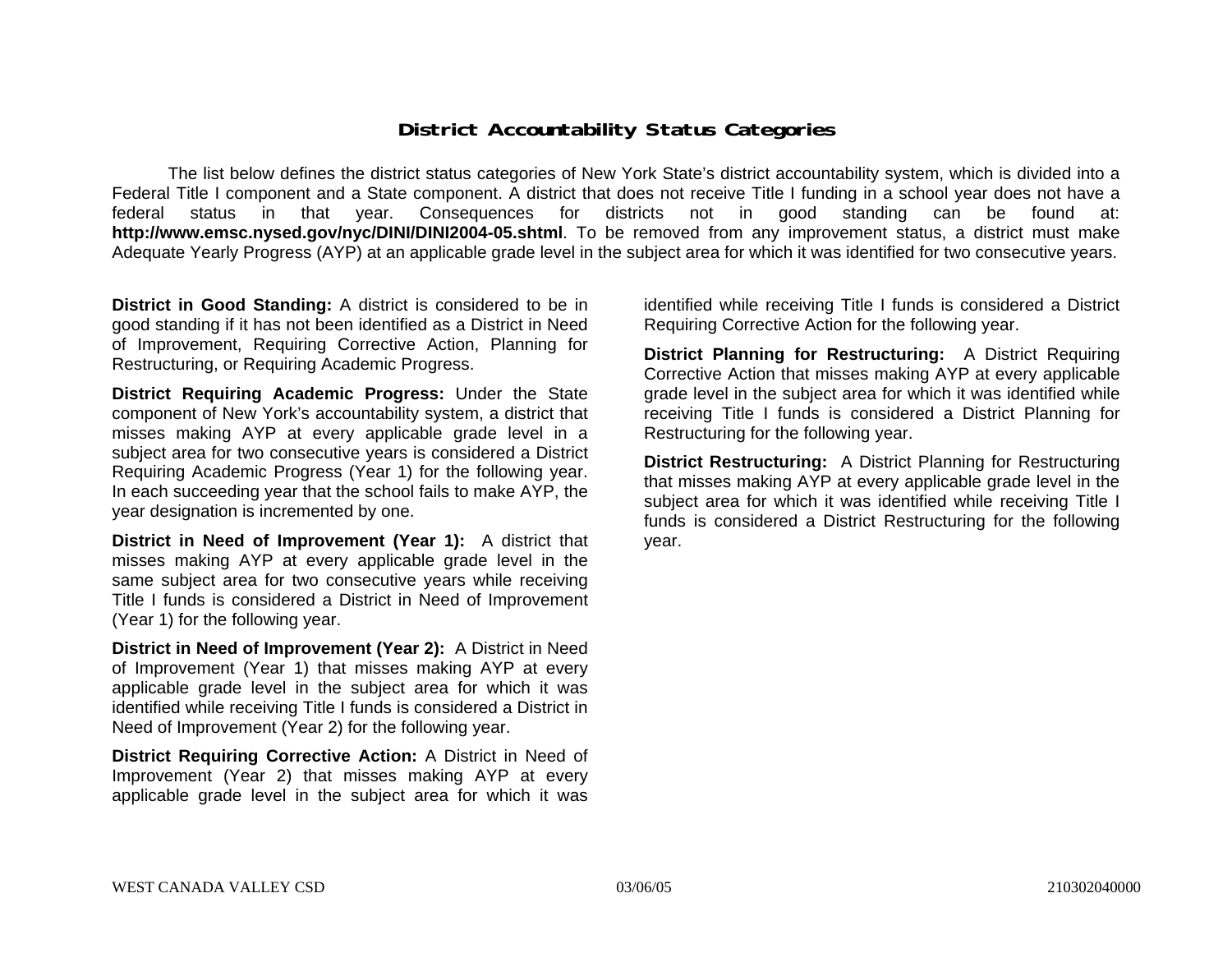## District Accountability Status Categories

The list below defines the district status categories of New York State's district accountability system, which is divided into a Federal Title I component and a State component. A district that does not receive Title I funding in a school year does not have a federal status in that year. Consequences for districts not in good standing can be found at: **http://www.emsc.nysed.gov/nyc/DINI/DINI2004-05.shtml**. To be removed from any improvement status, a district must make Adequate Yearly Progress (AYP) at an applicable grade level in the subject area for which it was identified for two consecutive years.

**District in Good Standing:** A district is considered to be in good standing if it has not been identified as a District in Need of Improvement, Requiring Corrective Action, Planning for Restructuring, or Requiring Academic Progress.

**District Requiring Academic Progress:** Under the State component of New York's accountability system, a district that misses making AYP at every applicable grade level in a subject area for two consecutive years is considered a District Requiring Academic Progress (Year 1) for the following year. In each succeeding year that the school fails to make AYP, the year designation is incremented by one.

**District in Need of Improvement (Year 1):** A district that misses making AYP at every applicable grade level in the same subject area for two consecutive years while receiving Title I funds is considered a District in Need of Improvement (Year 1) for the following year.

**District in Need of Improvement (Year 2):** A District in Need of Improvement (Year 1) that misses making AYP at every applicable grade level in the subject area for which it was identified while receiving Title I funds is considered a District in Need of Improvement (Year 2) for the following year.

**District Requiring Corrective Action:** A District in Need of Improvement (Year 2) that misses making AYP at every applicable grade level in the subject area for which it was identified while receiving Title I funds is considered a District Requiring Corrective Action for the following year.

**District Planning for Restructuring:** A District Requiring Corrective Action that misses making AYP at every applicable grade level in the subject area for which it was identified while receiving Title I funds is considered a District Planning for Restructuring for the following year.

**District Restructuring:** A District Planning for Restructuring that misses making AYP at every applicable grade level in the subject area for which it was identified while receiving Title I funds is considered a District Restructuring for the following year.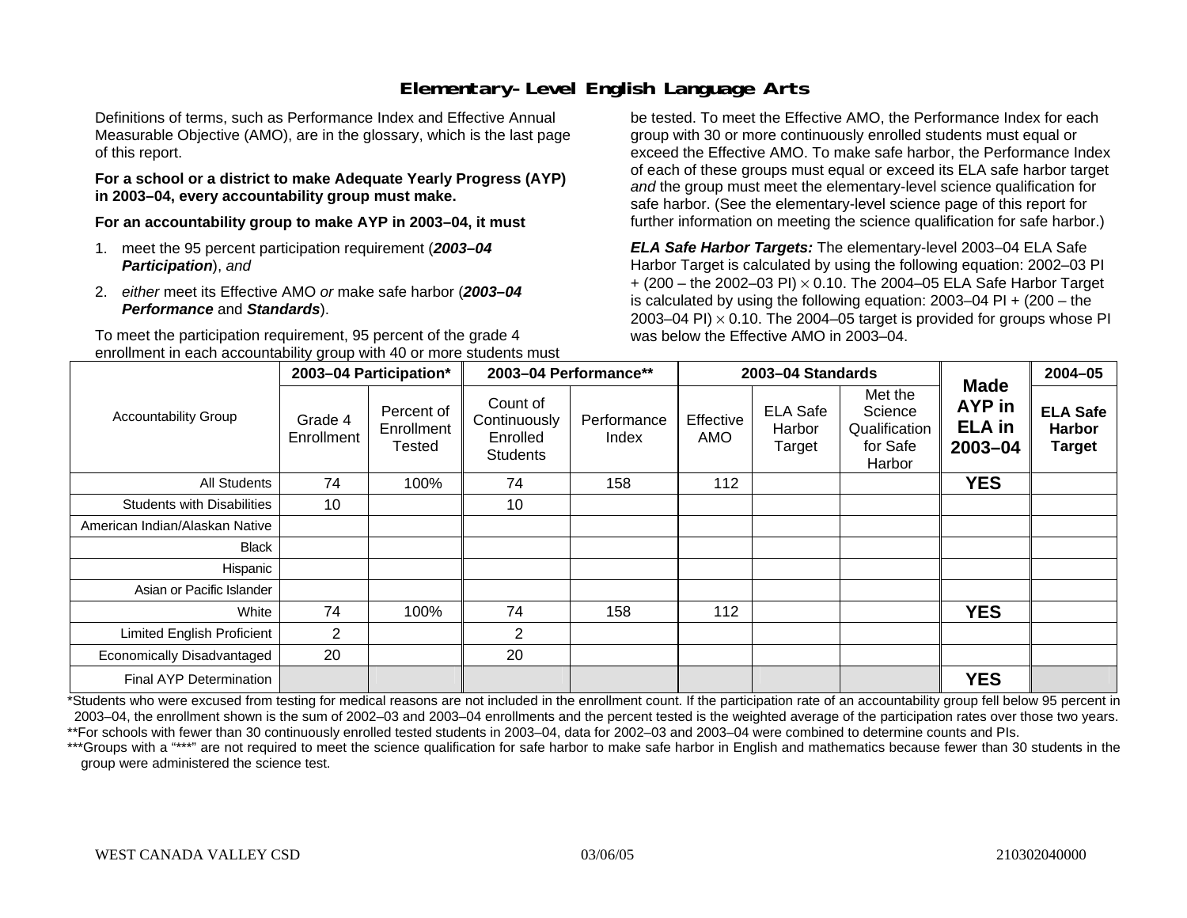# Elementary-Level English Language Arts

Definitions of terms, such as Performance Index and Effective Annual Measurable Objective (AMO), are in the glossary, which is the last page of this report.

**For a school or a district to make Adequate Yearly Progress (AYP) in 2003–04, every accountability group must make.**

**For an accountability group to make AYP in 2003–04, it must**

1. meet the 95 percent participation requirement (***2003–04 Participation***), *and*
2. *either* meet its Effective AMO *or* make safe harbor (***2003–04 Performance*** and ***Standards***).

To meet the participation requirement, 95 percent of the grade 4 enrollment in each accountability group with 40 or more students must be tested. To meet the Effective AMO, the Performance Index for each group with 30 or more continuously enrolled students must equal or exceed the Effective AMO. To make safe harbor, the Performance Index of each of these groups must equal or exceed its ELA safe harbor target *and* the group must meet the elementary-level science qualification for safe harbor. (See the elementary-level science page of this report for further information on meeting the science qualification for safe harbor.)

***ELA Safe Harbor Targets:*** The elementary-level 2003–04 ELA Safe Harbor Target is calculated by using the following equation: 2002–03 PI + (200 – the 2002–03 PI) $\times$ 0.10. The 2004–05 ELA Safe Harbor Target is calculated by using the following equation: 2003–04 PI + (200 – the 2003–04 PI) $\times$ 0.10. The 2004–05 target is provided for groups whose PI was below the Effective AMO in 2003–04.

| Accountability Group | 2003–04 Participation* | | 2003–04 Performance** | | 2003–04 Standards | | | Made AYP in ELA in 2003–04 | 2004–05 |
|---|---|---|---|---|---|---|---|---|---|
| | Grade 4 Enrollment | Percent of Enrollment Tested | Count of Continuously Enrolled Students | Performance Index | Effective AMO | ELA Safe Harbor Target | Met the Science Qualification for Safe Harbor | | ELA Safe Harbor Target |
| All Students | 74 | 100% | 74 | 158 | 112 | | | YES | |
| Students with Disabilities | 10 | | 10 | | | | | | |
| American Indian/Alaskan Native | | | | | | | | | |
| Black | | | | | | | | | |
| Hispanic | | | | | | | | | |
| Asian or Pacific Islander | | | | | | | | | |
| White | 74 | 100% | 74 | 158 | 112 | | | YES | |
| Limited English Proficient | 2 | | 2 | | | | | | |
| Economically Disadvantaged | 20 | | 20 | | | | | | |
| Final AYP Determination | | | | | | | | YES | |

*Students who were excused from testing for medical reasons are not included in the enrollment count. If the participation rate of an accountability group fell below 95 percent in 2003–04, the enrollment shown is the sum of 2002–03 and 2003–04 enrollments and the percent tested is the weighted average of the participation rates over those two years.
**For schools with fewer than 30 continuously enrolled tested students in 2003–04, data for 2002–03 and 2003–04 were combined to determine counts and PIs.
***Groups with a "***" are not required to meet the science qualification for safe harbor to make safe harbor in English and mathematics because fewer than 30 students in the group were administered the science test.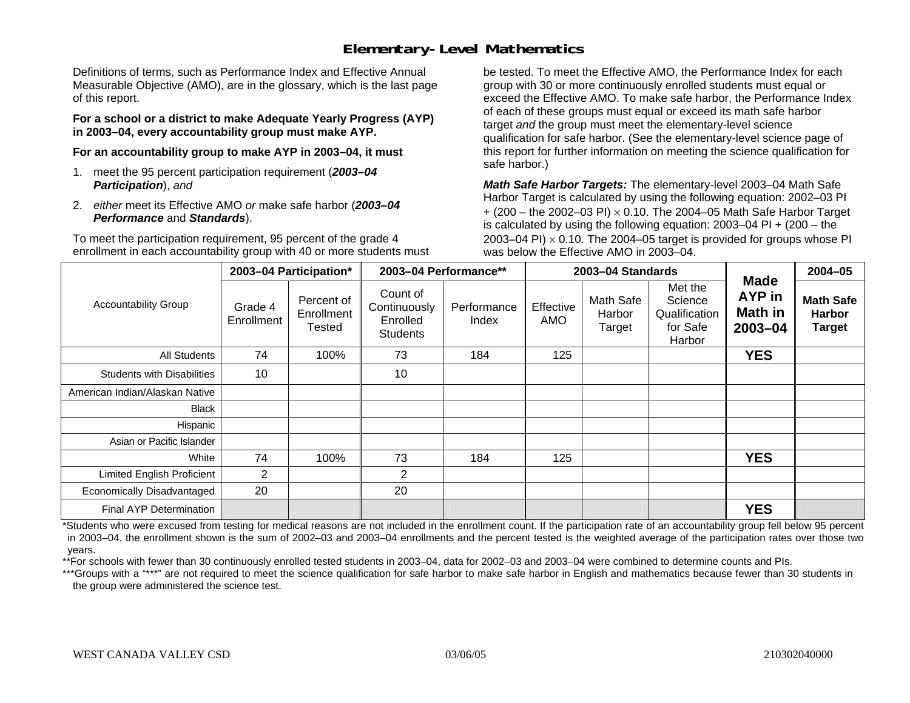# Elementary-Level Mathematics

Definitions of terms, such as Performance Index and Effective Annual Measurable Objective (AMO), are in the glossary, which is the last page of this report.

**For a school or a district to make Adequate Yearly Progress (AYP) in 2003–04, every accountability group must make AYP.**

**For an accountability group to make AYP in 2003–04, it must**

1. meet the 95 percent participation requirement (***2003–04 Participation***), *and*
2. *either* meet its Effective AMO *or* make safe harbor (***2003–04 Performance*** and ***Standards***).

To meet the participation requirement, 95 percent of the grade 4 enrollment in each accountability group with 40 or more students must be tested. To meet the Effective AMO, the Performance Index for each group with 30 or more continuously enrolled students must equal or exceed the Effective AMO. To make safe harbor, the Performance Index of each of these groups must equal or exceed its math safe harbor target *and* the group must meet the elementary-level science qualification for safe harbor. (See the elementary-level science page of this report for further information on meeting the science qualification for safe harbor.)

***Math Safe Harbor Targets:*** The elementary-level 2003–04 Math Safe Harbor Target is calculated by using the following equation: 2002–03 PI + (200 – the 2002–03 PI) $\times$ 0.10. The 2004–05 Math Safe Harbor Target is calculated by using the following equation: 2003–04 PI + (200 – the 2003–04 PI) $\times$ 0.10. The 2004–05 target is provided for groups whose PI was below the Effective AMO in 2003–04.

| Accountability Group | 2003–04 Participation* | | 2003–04 Performance** | | 2003–04 Standards | | | Made AYP in Math in 2003–04 | 2004–05 |
|---|---|---|---|---|---|---|---|---|---|
| | Grade 4 Enrollment | Percent of Enrollment Tested | Count of Continuously Enrolled Students | Performance Index | Effective AMO | Math Safe Harbor Target | Met the Science Qualification for Safe Harbor | | Math Safe Harbor Target |
| All Students | 74 | 100% | 73 | 184 | 125 | | | **YES** | |
| Students with Disabilities | 10 | | 10 | | | | | | |
| American Indian/Alaskan Native | | | | | | | | | |
| Black | | | | | | | | | |
| Hispanic | | | | | | | | | |
| Asian or Pacific Islander | | | | | | | | | |
| White | 74 | 100% | 73 | 184 | 125 | | | **YES** | |
| Limited English Proficient | 2 | | 2 | | | | | | |
| Economically Disadvantaged | 20 | | 20 | | | | | | |
| Final AYP Determination | | | | | | | | **YES** | |

*Students who were excused from testing for medical reasons are not included in the enrollment count. If the participation rate of an accountability group fell below 95 percent in 2003–04, the enrollment shown is the sum of 2002–03 and 2003–04 enrollments and the percent tested is the weighted average of the participation rates over those two years.

**For schools with fewer than 30 continuously enrolled tested students in 2003–04, data for 2002–03 and 2003–04 were combined to determine counts and PIs.

***Groups with a "***" are not required to meet the science qualification for safe harbor to make safe harbor in English and mathematics because fewer than 30 students in the group were administered the science test.

WEST CANADA VALLEY CSD 03/06/05 210302040000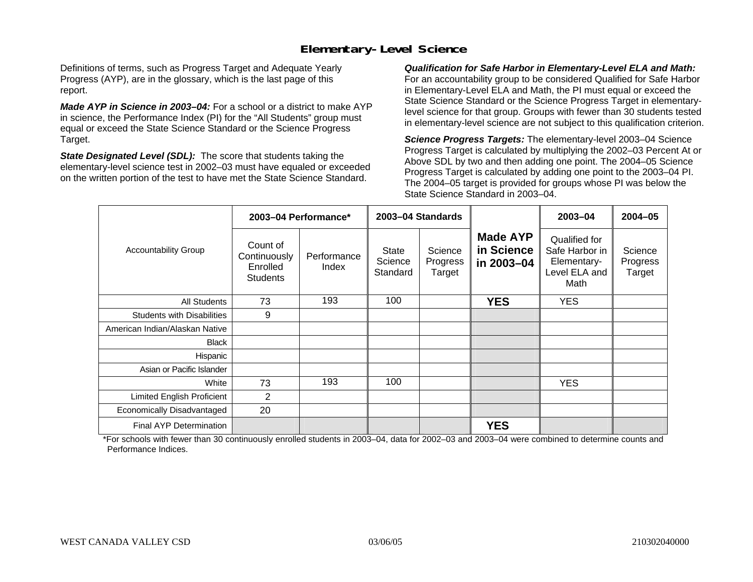# Elementary-Level Science

Definitions of terms, such as Progress Target and Adequate Yearly Progress (AYP), are in the glossary, which is the last page of this report.

***Made AYP in Science in 2003–04:*** For a school or a district to make AYP in science, the Performance Index (PI) for the "All Students" group must equal or exceed the State Science Standard or the Science Progress Target.

***State Designated Level (SDL):*** The score that students taking the elementary-level science test in 2002–03 must have equaled or exceeded on the written portion of the test to have met the State Science Standard.

***Qualification for Safe Harbor in Elementary-Level ELA and Math:*** For an accountability group to be considered Qualified for Safe Harbor in Elementary-Level ELA and Math, the PI must equal or exceed the State Science Standard or the Science Progress Target in elementary-level science for that group. Groups with fewer than 30 students tested in elementary-level science are not subject to this qualification criterion.

***Science Progress Targets:*** The elementary-level 2003–04 Science Progress Target is calculated by multiplying the 2002–03 Percent At or Above SDL by two and then adding one point. The 2004–05 Science Progress Target is calculated by adding one point to the 2003–04 PI. The 2004–05 target is provided for groups whose PI was below the State Science Standard in 2003–04.

| Accountability Group | 2003–04 Performance* | | 2003–04 Standards | | Made AYP in Science in 2003–04 | 2003–04 | 2004–05 |
|---|---|---|---|---|---|---|---|
| | Count of Continuously Enrolled Students | Performance Index | State Science Standard | Science Progress Target | | Qualified for Safe Harbor in Elementary-Level ELA and Math | Science Progress Target |
| All Students | 73 | 193 | 100 | | **YES** | YES | |
| Students with Disabilities | 9 | | | | | | |
| American Indian/Alaskan Native | | | | | | | |
| Black | | | | | | | |
| Hispanic | | | | | | | |
| Asian or Pacific Islander | | | | | | | |
| White | 73 | 193 | 100 | | | YES | |
| Limited English Proficient | 2 | | | | | | |
| Economically Disadvantaged | 20 | | | | | | |
| Final AYP Determination | | | | | **YES** | | |

*For schools with fewer than 30 continuously enrolled students in 2003–04, data for 2002–03 and 2003–04 were combined to determine counts and Performance Indices.

WEST CANADA VALLEY CSD 03/06/05 210302040000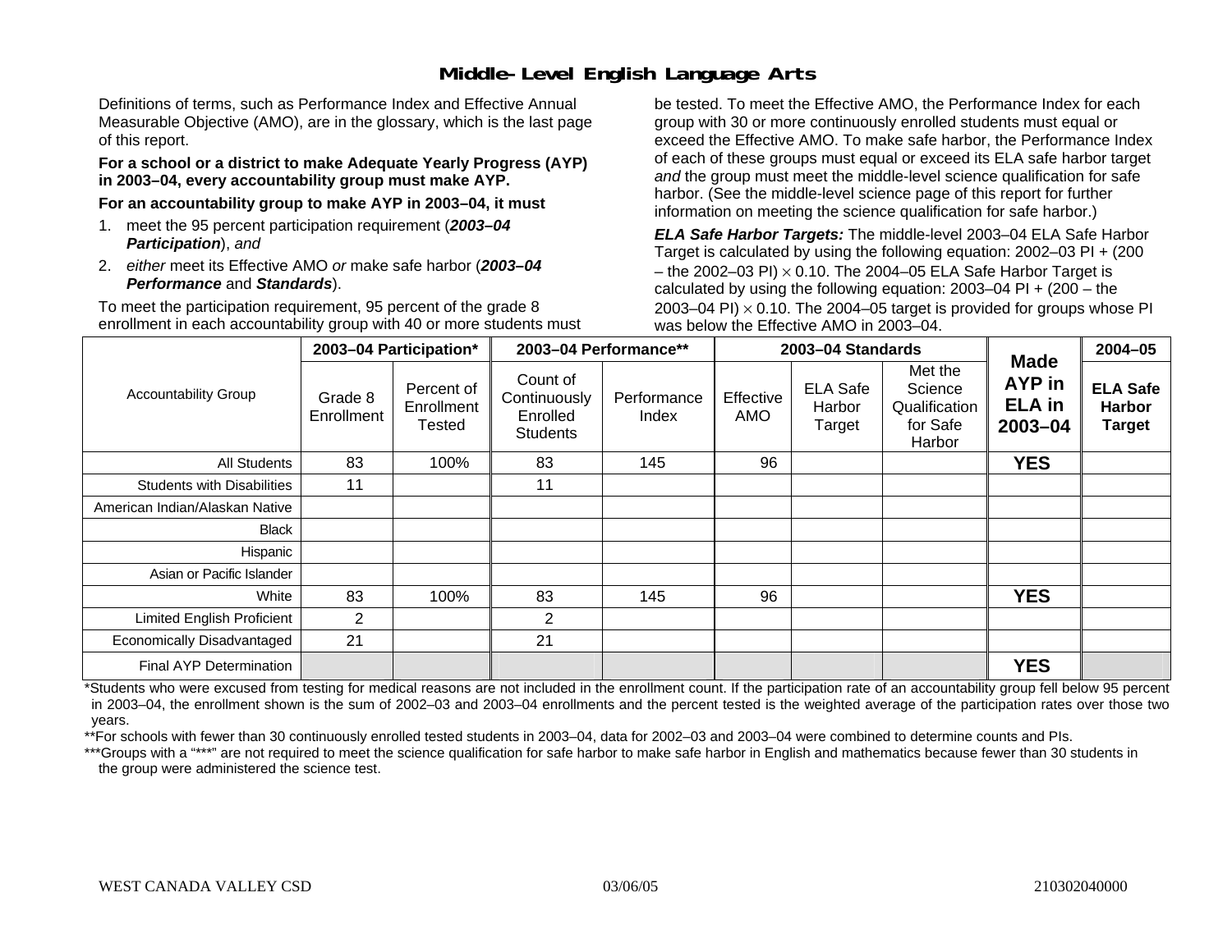# Middle-Level English Language Arts

Definitions of terms, such as Performance Index and Effective Annual Measurable Objective (AMO), are in the glossary, which is the last page of this report.

**For a school or a district to make Adequate Yearly Progress (AYP) in 2003–04, every accountability group must make AYP.**

**For an accountability group to make AYP in 2003–04, it must**

1. meet the 95 percent participation requirement (***2003–04 Participation***), *and*
2. *either* meet its Effective AMO *or* make safe harbor (***2003–04 Performance*** and ***Standards***).

To meet the participation requirement, 95 percent of the grade 8 enrollment in each accountability group with 40 or more students must be tested. To meet the Effective AMO, the Performance Index for each group with 30 or more continuously enrolled students must equal or exceed the Effective AMO. To make safe harbor, the Performance Index of each of these groups must equal or exceed its ELA safe harbor target *and* the group must meet the middle-level science qualification for safe harbor. (See the middle-level science page of this report for further information on meeting the science qualification for safe harbor.)

***ELA Safe Harbor Targets:*** The middle-level 2003–04 ELA Safe Harbor Target is calculated by using the following equation: 2002–03 PI + (200 – the 2002–03 PI) $\times$ 0.10. The 2004–05 ELA Safe Harbor Target is calculated by using the following equation: 2003–04 PI + (200 – the 2003–04 PI) $\times$ 0.10. The 2004–05 target is provided for groups whose PI was below the Effective AMO in 2003–04.

| Accountability Group | 2003–04 Participation* | | 2003–04 Performance** | | 2003–04 Standards | | | Made AYP in ELA in 2003–04 | 2004–05 |
|---|---|---|---|---|---|---|---|---|---|
| | Grade 8 Enrollment | Percent of Enrollment Tested | Count of Continuously Enrolled Students | Performance Index | Effective AMO | ELA Safe Harbor Target | Met the Science Qualification for Safe Harbor | | **ELA Safe Harbor Target** |
| All Students | 83 | 100% | 83 | 145 | 96 | | | **YES** | |
| Students with Disabilities | 11 | | 11 | | | | | | |
| American Indian/Alaskan Native | | | | | | | | | |
| Black | | | | | | | | | |
| Hispanic | | | | | | | | | |
| Asian or Pacific Islander | | | | | | | | | |
| White | 83 | 100% | 83 | 145 | 96 | | | **YES** | |
| Limited English Proficient | 2 | | 2 | | | | | | |
| Economically Disadvantaged | 21 | | 21 | | | | | | |
| Final AYP Determination | | | | | | | | **YES** | |

*Students who were excused from testing for medical reasons are not included in the enrollment count. If the participation rate of an accountability group fell below 95 percent in 2003–04, the enrollment shown is the sum of 2002–03 and 2003–04 enrollments and the percent tested is the weighted average of the participation rates over those two years.

**For schools with fewer than 30 continuously enrolled tested students in 2003–04, data for 2002–03 and 2003–04 were combined to determine counts and PIs.

***Groups with a "***" are not required to meet the science qualification for safe harbor to make safe harbor in English and mathematics because fewer than 30 students in the group were administered the science test.

WEST CANADA VALLEY CSD 03/06/05 210302040000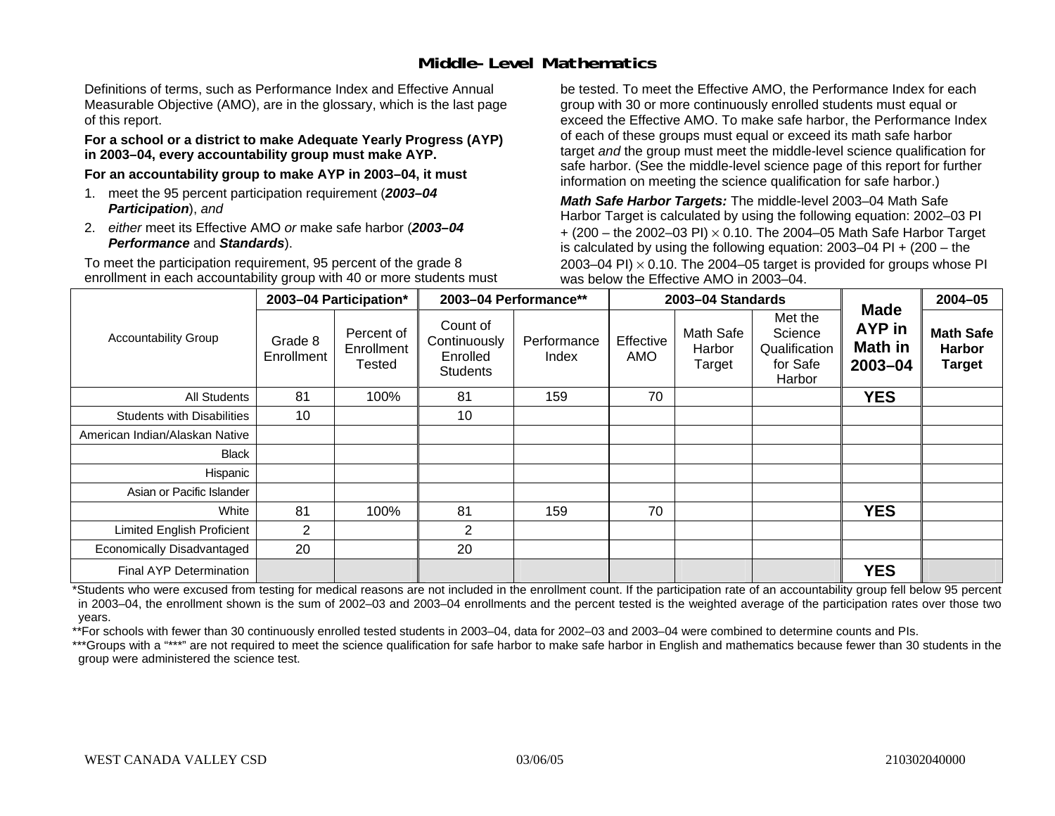## Middle-Level Mathematics

Definitions of terms, such as Performance Index and Effective Annual Measurable Objective (AMO), are in the glossary, which is the last page of this report.

**For a school or a district to make Adequate Yearly Progress (AYP) in 2003–04, every accountability group must make AYP.**

**For an accountability group to make AYP in 2003–04, it must**

1. meet the 95 percent participation requirement (***2003–04 Participation***), *and*
2. *either* meet its Effective AMO *or* make safe harbor (***2003–04 Performance*** and ***Standards***).

To meet the participation requirement, 95 percent of the grade 8 enrollment in each accountability group with 40 or more students must be tested. To meet the Effective AMO, the Performance Index for each group with 30 or more continuously enrolled students must equal or exceed the Effective AMO. To make safe harbor, the Performance Index of each of these groups must equal or exceed its math safe harbor target *and* the group must meet the middle-level science qualification for safe harbor. (See the middle-level science page of this report for further information on meeting the science qualification for safe harbor.)

***Math Safe Harbor Targets:*** The middle-level 2003–04 Math Safe Harbor Target is calculated by using the following equation: 2002–03 PI + (200 – the 2002–03 PI) $\times$ 0.10. The 2004–05 Math Safe Harbor Target is calculated by using the following equation: 2003–04 PI + (200 – the 2003–04 PI) $\times$ 0.10. The 2004–05 target is provided for groups whose PI was below the Effective AMO in 2003–04.

| Accountability Group | 2003–04 Participation* | | 2003–04 Performance** | | 2003–04 Standards | | | Made AYP in Math in 2003–04 | 2004–05 |
|---|---|---|---|---|---|---|---|---|---|
| | Grade 8 Enrollment | Percent of Enrollment Tested | Count of Continuously Enrolled Students | Performance Index | Effective AMO | Math Safe Harbor Target | Met the Science Qualification for Safe Harbor | | Math Safe Harbor Target |
| All Students | 81 | 100% | 81 | 159 | 70 | | | **YES** | |
| Students with Disabilities | 10 | | 10 | | | | | | |
| American Indian/Alaskan Native | | | | | | | | | |
| Black | | | | | | | | | |
| Hispanic | | | | | | | | | |
| Asian or Pacific Islander | | | | | | | | | |
| White | 81 | 100% | 81 | 159 | 70 | | | **YES** | |
| Limited English Proficient | 2 | | 2 | | | | | | |
| Economically Disadvantaged | 20 | | 20 | | | | | | |
| Final AYP Determination | | | | | | | | **YES** | |

*Students who were excused from testing for medical reasons are not included in the enrollment count. If the participation rate of an accountability group fell below 95 percent in 2003–04, the enrollment shown is the sum of 2002–03 and 2003–04 enrollments and the percent tested is the weighted average of the participation rates over those two years.

**For schools with fewer than 30 continuously enrolled tested students in 2003–04, data for 2002–03 and 2003–04 were combined to determine counts and PIs.

***Groups with a "***" are not required to meet the science qualification for safe harbor to make safe harbor in English and mathematics because fewer than 30 students in the group were administered the science test.

WEST CANADA VALLEY CSD 03/06/05 210302040000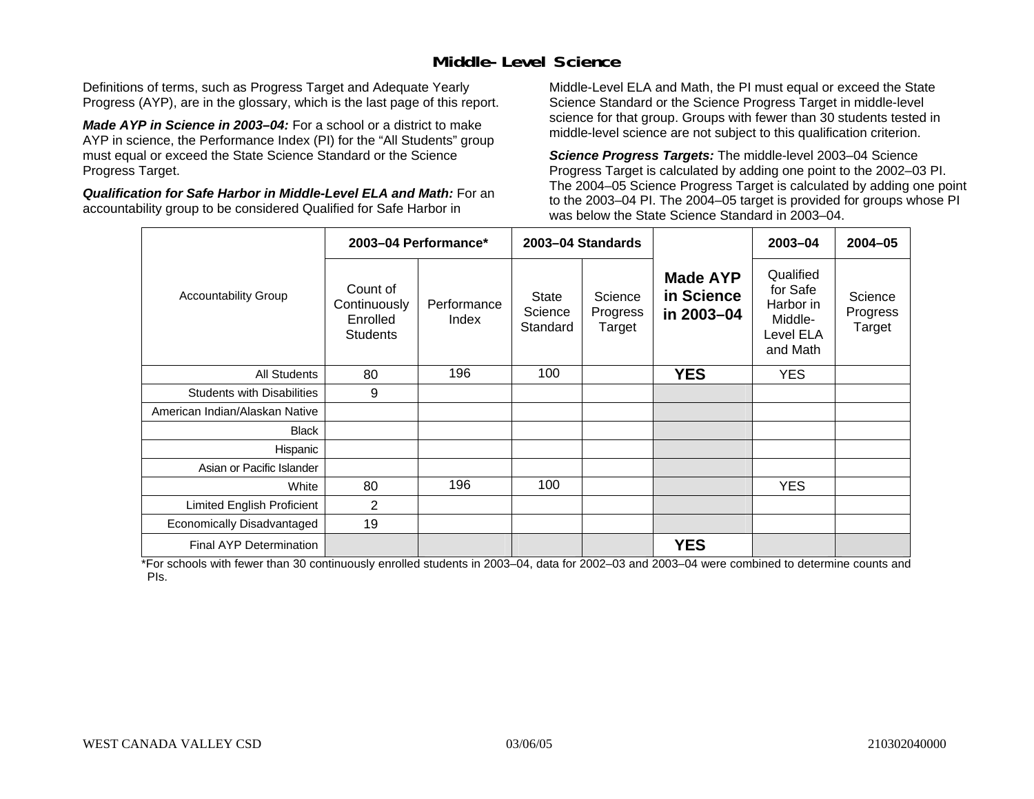## Middle-Level Science

Definitions of terms, such as Progress Target and Adequate Yearly Progress (AYP), are in the glossary, which is the last page of this report.

***Made AYP in Science in 2003–04:*** For a school or a district to make AYP in science, the Performance Index (PI) for the "All Students" group must equal or exceed the State Science Standard or the Science Progress Target.

***Qualification for Safe Harbor in Middle-Level ELA and Math:*** For an accountability group to be considered Qualified for Safe Harbor in Middle-Level ELA and Math, the PI must equal or exceed the State Science Standard or the Science Progress Target in middle-level science for that group. Groups with fewer than 30 students tested in middle-level science are not subject to this qualification criterion.

***Science Progress Targets:*** The middle-level 2003–04 Science Progress Target is calculated by adding one point to the 2002–03 PI. The 2004–05 Science Progress Target is calculated by adding one point to the 2003–04 PI. The 2004–05 target is provided for groups whose PI was below the State Science Standard in 2003–04.

| Accountability Group | 2003–04 Performance* | | 2003–04 Standards | | Made AYP in Science in 2003–04 | 2003–04 | 2004–05 |
|---|---|---|---|---|---|---|---|
| | Count of Continuously Enrolled Students | Performance Index | State Science Standard | Science Progress Target | | Qualified for Safe Harbor in Middle-Level ELA and Math | Science Progress Target |
| All Students | 80 | 196 | 100 | | **YES** | YES | |
| Students with Disabilities | 9 | | | | | | |
| American Indian/Alaskan Native | | | | | | | |
| Black | | | | | | | |
| Hispanic | | | | | | | |
| Asian or Pacific Islander | | | | | | | |
| White | 80 | 196 | 100 | | | YES | |
| Limited English Proficient | 2 | | | | | | |
| Economically Disadvantaged | 19 | | | | | | |
| Final AYP Determination | | | | | **YES** | | |

*For schools with fewer than 30 continuously enrolled students in 2003–04, data for 2002–03 and 2003–04 were combined to determine counts and PIs.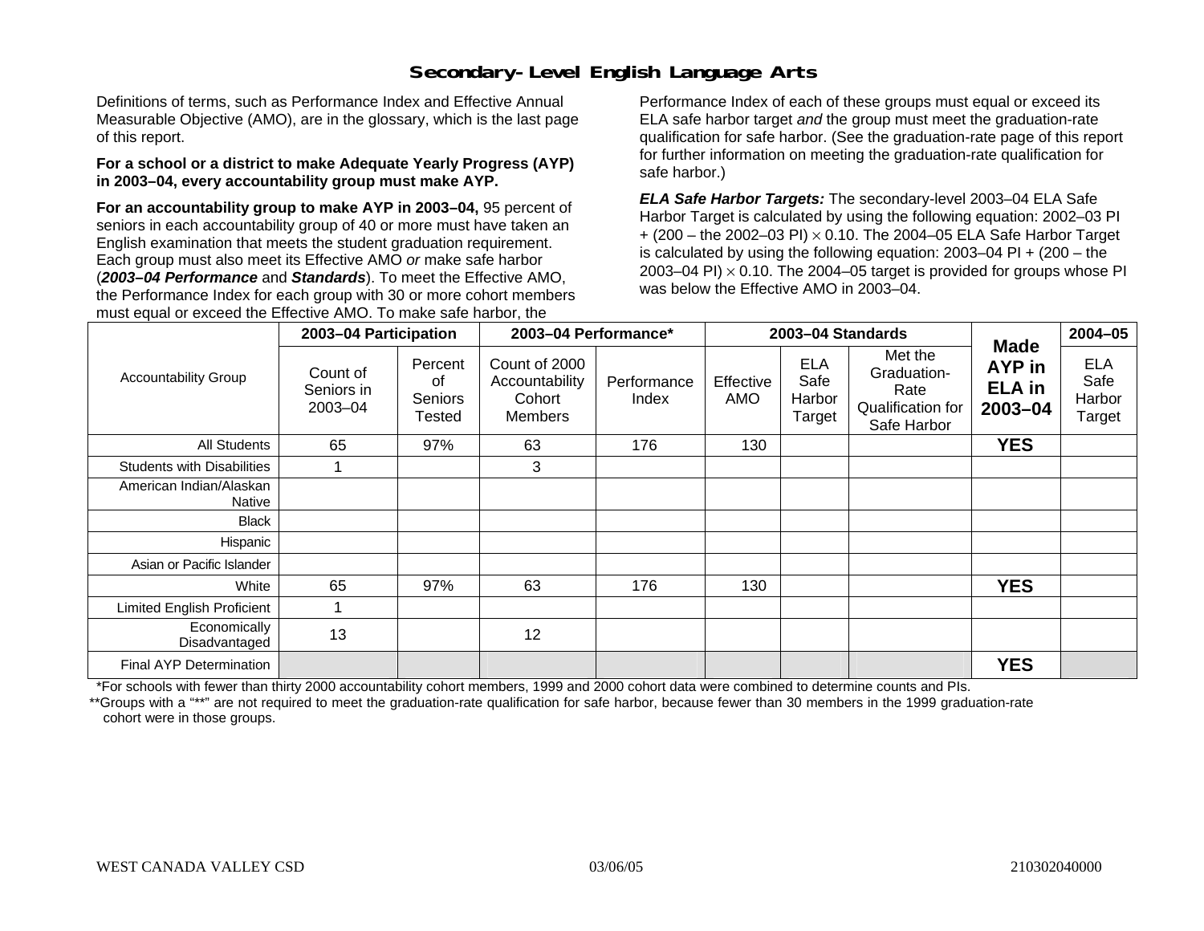# Secondary-Level English Language Arts

Definitions of terms, such as Performance Index and Effective Annual Measurable Objective (AMO), are in the glossary, which is the last page of this report.

**For a school or a district to make Adequate Yearly Progress (AYP) in 2003–04, every accountability group must make AYP.**

**For an accountability group to make AYP in 2003–04,** 95 percent of seniors in each accountability group of 40 or more must have taken an English examination that meets the student graduation requirement. Each group must also meet its Effective AMO *or* make safe harbor (***2003–04 Performance*** and ***Standards***). To meet the Effective AMO, the Performance Index for each group with 30 or more cohort members must equal or exceed the Effective AMO. To make safe harbor, the Performance Index of each of these groups must equal or exceed its ELA safe harbor target *and* the group must meet the graduation-rate qualification for safe harbor. (See the graduation-rate page of this report for further information on meeting the graduation-rate qualification for safe harbor.)

***ELA Safe Harbor Targets:*** The secondary-level 2003–04 ELA Safe Harbor Target is calculated by using the following equation: 2002–03 PI + (200 – the 2002–03 PI) $\times$ 0.10. The 2004–05 ELA Safe Harbor Target is calculated by using the following equation: 2003–04 PI + (200 – the 2003–04 PI) $\times$ 0.10. The 2004–05 target is provided for groups whose PI was below the Effective AMO in 2003–04.

| Accountability Group | 2003–04 Participation | | 2003–04 Performance* | | 2003–04 Standards | | | Made AYP in ELA in 2003–04 | 2004–05 |
|---|---|---|---|---|---|---|---|---|---|
| | Count of Seniors in 2003–04 | Percent of Seniors Tested | Count of 2000 Accountability Cohort Members | Performance Index | Effective AMO | ELA Safe Harbor Target | Met the Graduation-Rate Qualification for Safe Harbor | | ELA Safe Harbor Target |
| All Students | 65 | 97% | 63 | 176 | 130 | | | **YES** | |
| Students with Disabilities | 1 | | 3 | | | | | | |
| American Indian/Alaskan Native | | | | | | | | | |
| Black | | | | | | | | | |
| Hispanic | | | | | | | | | |
| Asian or Pacific Islander | | | | | | | | | |
| White | 65 | 97% | 63 | 176 | 130 | | | **YES** | |
| Limited English Proficient | 1 | | | | | | | | |
| Economically Disadvantaged | 13 | | 12 | | | | | | |
| Final AYP Determination | | | | | | | | **YES** | |

*For schools with fewer than thirty 2000 accountability cohort members, 1999 and 2000 cohort data were combined to determine counts and PIs.

**Groups with a "**" are not required to meet the graduation-rate qualification for safe harbor, because fewer than 30 members in the 1999 graduation-rate cohort were in those groups.

WEST CANADA VALLEY CSD 03/06/05 210302040000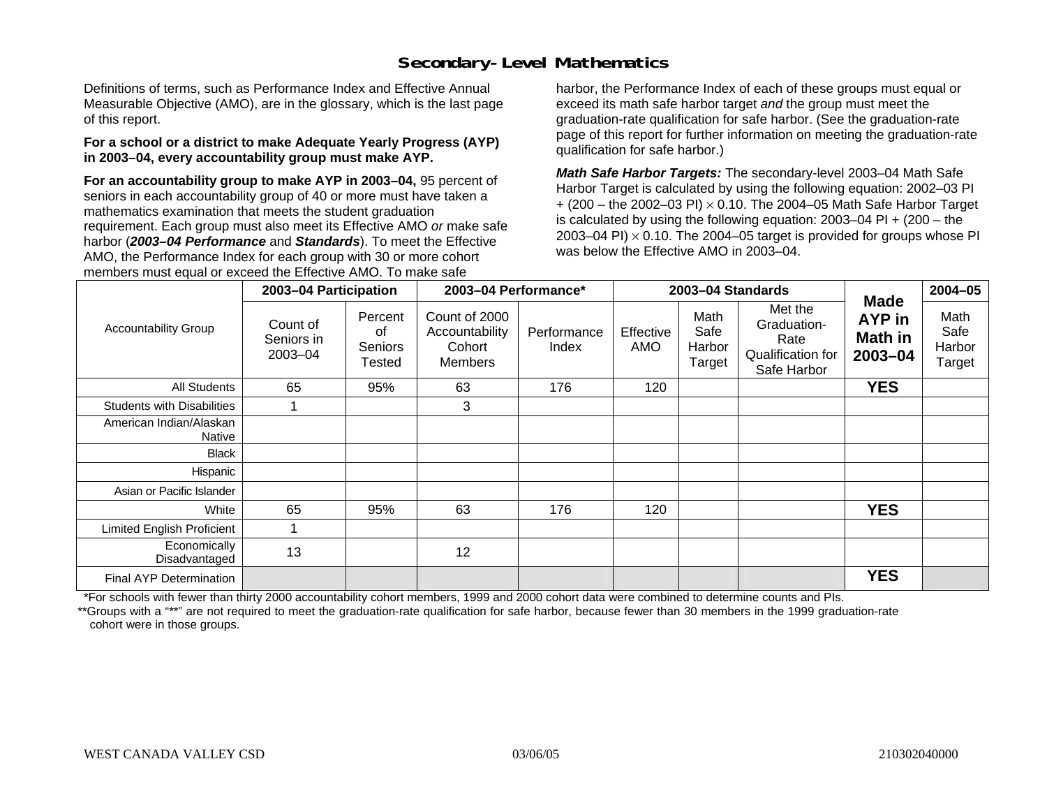## Secondary-Level Mathematics

Definitions of terms, such as Performance Index and Effective Annual Measurable Objective (AMO), are in the glossary, which is the last page of this report.

**For a school or a district to make Adequate Yearly Progress (AYP) in 2003–04, every accountability group must make AYP.**

**For an accountability group to make AYP in 2003–04,** 95 percent of seniors in each accountability group of 40 or more must have taken a mathematics examination that meets the student graduation requirement. Each group must also meet its Effective AMO *or* make safe harbor (***2003–04 Performance*** and ***Standards***). To meet the Effective AMO, the Performance Index for each group with 30 or more cohort members must equal or exceed the Effective AMO. To make safe harbor, the Performance Index of each of these groups must equal or exceed its math safe harbor target *and* the group must meet the graduation-rate qualification for safe harbor. (See the graduation-rate page of this report for further information on meeting the graduation-rate qualification for safe harbor.)

***Math Safe Harbor Targets:*** The secondary-level 2003–04 Math Safe Harbor Target is calculated by using the following equation: 2002–03 PI + (200 – the 2002–03 PI) $\times$ 0.10. The 2004–05 Math Safe Harbor Target is calculated by using the following equation: 2003–04 PI + (200 – the 2003–04 PI) $\times$ 0.10. The 2004–05 target is provided for groups whose PI was below the Effective AMO in 2003–04.

| Accountability Group | 2003–04 Participation | | 2003–04 Performance* | | 2003–04 Standards | | | Made AYP in Math in 2003–04 | 2004–05 |
|---|---|---|---|---|---|---|---|---|---|
| | Count of Seniors in 2003–04 | Percent of Seniors Tested | Count of 2000 Accountability Cohort Members | Performance Index | Effective AMO | Math Safe Harbor Target | Met the Graduation-Rate Qualification for Safe Harbor | | Math Safe Harbor Target |
| All Students | 65 | 95% | 63 | 176 | 120 | | | **YES** | |
| Students with Disabilities | 1 | | 3 | | | | | | |
| American Indian/Alaskan Native | | | | | | | | | |
| Black | | | | | | | | | |
| Hispanic | | | | | | | | | |
| Asian or Pacific Islander | | | | | | | | | |
| White | 65 | 95% | 63 | 176 | 120 | | | **YES** | |
| Limited English Proficient | 1 | | | | | | | | |
| Economically Disadvantaged | 13 | | 12 | | | | | | |
| Final AYP Determination | | | | | | | | **YES** | |

*For schools with fewer than thirty 2000 accountability cohort members, 1999 and 2000 cohort data were combined to determine counts and PIs.

**Groups with a "**" are not required to meet the graduation-rate qualification for safe harbor, because fewer than 30 members in the 1999 graduation-rate cohort were in those groups.

WEST CANADA VALLEY CSD 03/06/05 210302040000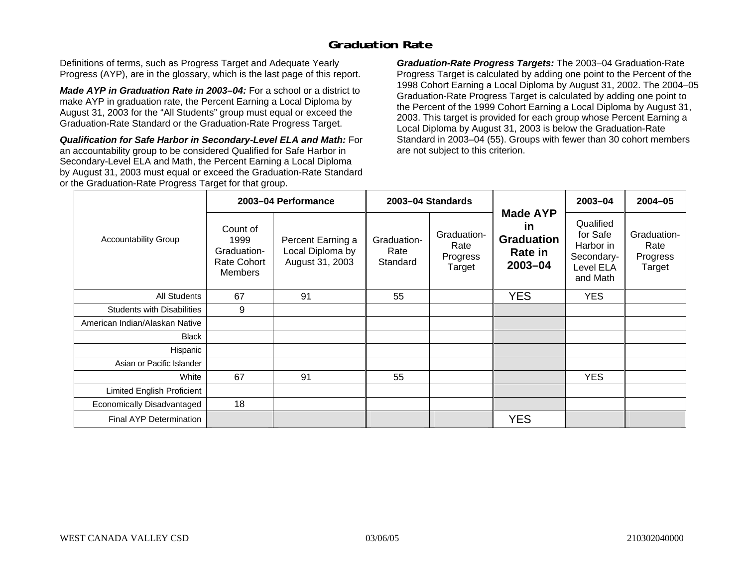## Graduation Rate

Definitions of terms, such as Progress Target and Adequate Yearly Progress (AYP), are in the glossary, which is the last page of this report.

***Made AYP in Graduation Rate in 2003–04:*** For a school or a district to make AYP in graduation rate, the Percent Earning a Local Diploma by August 31, 2003 for the "All Students" group must equal or exceed the Graduation-Rate Standard or the Graduation-Rate Progress Target.

***Qualification for Safe Harbor in Secondary-Level ELA and Math:*** For an accountability group to be considered Qualified for Safe Harbor in Secondary-Level ELA and Math, the Percent Earning a Local Diploma by August 31, 2003 must equal or exceed the Graduation-Rate Standard or the Graduation-Rate Progress Target for that group.

***Graduation-Rate Progress Targets:*** The 2003–04 Graduation-Rate Progress Target is calculated by adding one point to the Percent of the 1998 Cohort Earning a Local Diploma by August 31, 2002. The 2004–05 Graduation-Rate Progress Target is calculated by adding one point to the Percent of the 1999 Cohort Earning a Local Diploma by August 31, 2003. This target is provided for each group whose Percent Earning a Local Diploma by August 31, 2003 is below the Graduation-Rate Standard in 2003–04 (55). Groups with fewer than 30 cohort members are not subject to this criterion.

| Accountability Group | 2003–04 Performance | | 2003–04 Standards | | Made AYP in Graduation Rate in 2003–04 | 2003–04 | 2004–05 |
|---|---|---|---|---|---|---|---|
| | Count of 1999 Graduation-Rate Cohort Members | Percent Earning a Local Diploma by August 31, 2003 | Graduation-Rate Standard | Graduation-Rate Progress Target | | Qualified for Safe Harbor in Secondary-Level ELA and Math | Graduation-Rate Progress Target |
| All Students | 67 | 91 | 55 | | YES | YES | |
| Students with Disabilities | 9 | | | | | | |
| American Indian/Alaskan Native | | | | | | | |
| Black | | | | | | | |
| Hispanic | | | | | | | |
| Asian or Pacific Islander | | | | | | | |
| White | 67 | 91 | 55 | | | YES | |
| Limited English Proficient | | | | | | | |
| Economically Disadvantaged | 18 | | | | | | |
| Final AYP Determination | | | | | YES | | |

WEST CANADA VALLEY CSD 03/06/05 210302040000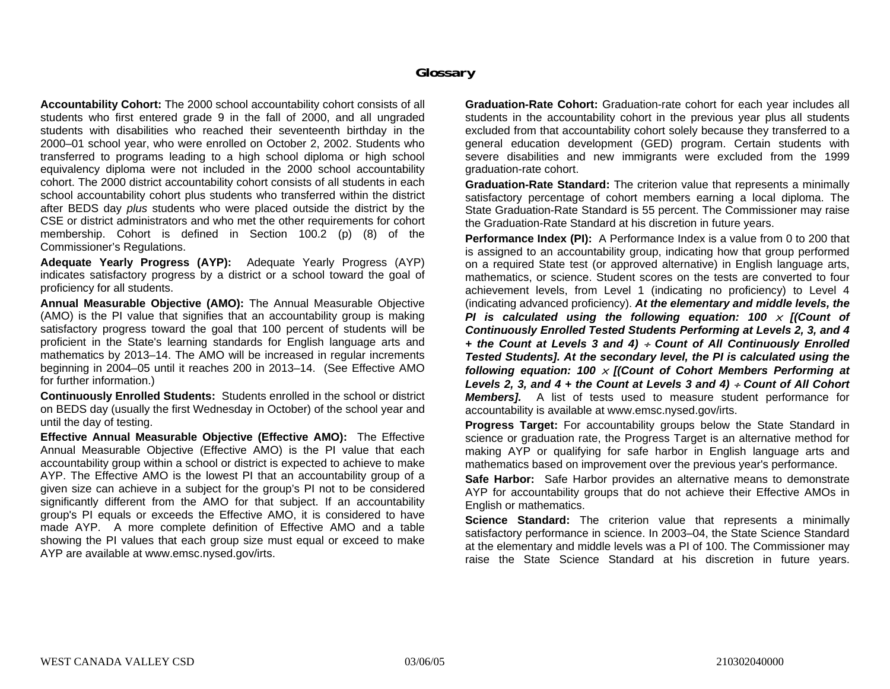## Glossary

**Accountability Cohort:** The 2000 school accountability cohort consists of all students who first entered grade 9 in the fall of 2000, and all ungraded students with disabilities who reached their seventeenth birthday in the 2000–01 school year, who were enrolled on October 2, 2002. Students who transferred to programs leading to a high school diploma or high school equivalency diploma were not included in the 2000 school accountability cohort. The 2000 district accountability cohort consists of all students in each school accountability cohort plus students who transferred within the district after BEDS day *plus* students who were placed outside the district by the CSE or district administrators and who met the other requirements for cohort membership. Cohort is defined in Section 100.2 (p) (8) of the Commissioner's Regulations.

**Adequate Yearly Progress (AYP):** Adequate Yearly Progress (AYP) indicates satisfactory progress by a district or a school toward the goal of proficiency for all students.

**Annual Measurable Objective (AMO):** The Annual Measurable Objective (AMO) is the PI value that signifies that an accountability group is making satisfactory progress toward the goal that 100 percent of students will be proficient in the State's learning standards for English language arts and mathematics by 2013–14. The AMO will be increased in regular increments beginning in 2004–05 until it reaches 200 in 2013–14. (See Effective AMO for further information.)

**Continuously Enrolled Students:** Students enrolled in the school or district on BEDS day (usually the first Wednesday in October) of the school year and until the day of testing.

**Effective Annual Measurable Objective (Effective AMO):** The Effective Annual Measurable Objective (Effective AMO) is the PI value that each accountability group within a school or district is expected to achieve to make AYP. The Effective AMO is the lowest PI that an accountability group of a given size can achieve in a subject for the group's PI not to be considered significantly different from the AMO for that subject. If an accountability group's PI equals or exceeds the Effective AMO, it is considered to have made AYP. A more complete definition of Effective AMO and a table showing the PI values that each group size must equal or exceed to make AYP are available at www.emsc.nysed.gov/irts.

**Graduation-Rate Cohort:** Graduation-rate cohort for each year includes all students in the accountability cohort in the previous year plus all students excluded from that accountability cohort solely because they transferred to a general education development (GED) program. Certain students with severe disabilities and new immigrants were excluded from the 1999 graduation-rate cohort.

**Graduation-Rate Standard:** The criterion value that represents a minimally satisfactory percentage of cohort members earning a local diploma. The State Graduation-Rate Standard is 55 percent. The Commissioner may raise the Graduation-Rate Standard at his discretion in future years.

**Performance Index (PI):** A Performance Index is a value from 0 to 200 that is assigned to an accountability group, indicating how that group performed on a required State test (or approved alternative) in English language arts, mathematics, or science. Student scores on the tests are converted to four achievement levels, from Level 1 (indicating no proficiency) to Level 4 (indicating advanced proficiency). ***At the elementary and middle levels, the PI is calculated using the following equation: 100 × [(Count of Continuously Enrolled Tested Students Performing at Levels 2, 3, and 4 + the Count at Levels 3 and 4) ÷ Count of All Continuously Enrolled Tested Students]. At the secondary level, the PI is calculated using the following equation: 100 × [(Count of Cohort Members Performing at Levels 2, 3, and 4 + the Count at Levels 3 and 4) ÷ Count of All Cohort Members].*** A list of tests used to measure student performance for accountability is available at www.emsc.nysed.gov/irts.

**Progress Target:** For accountability groups below the State Standard in science or graduation rate, the Progress Target is an alternative method for making AYP or qualifying for safe harbor in English language arts and mathematics based on improvement over the previous year's performance.

**Safe Harbor:** Safe Harbor provides an alternative means to demonstrate AYP for accountability groups that do not achieve their Effective AMOs in English or mathematics.

**Science Standard:** The criterion value that represents a minimally satisfactory performance in science. In 2003–04, the State Science Standard at the elementary and middle levels was a PI of 100. The Commissioner may raise the State Science Standard at his discretion in future years.